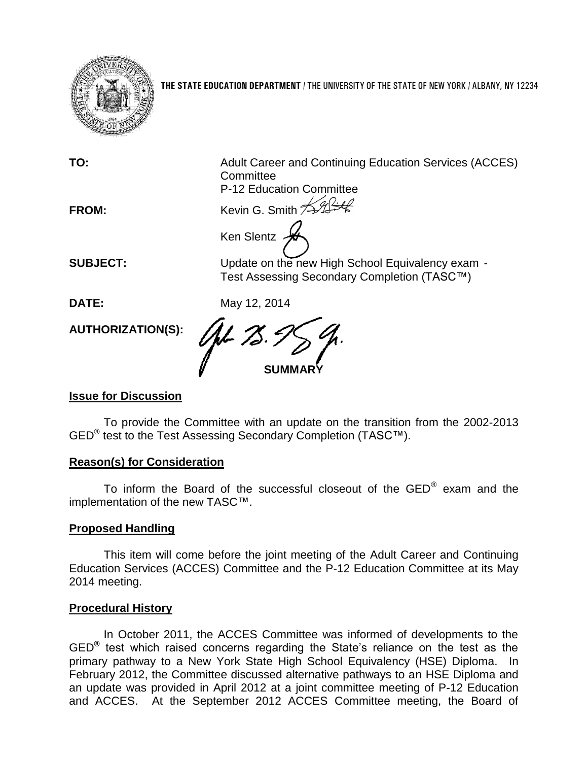THE STATE EDUCATION DEPARTMENT / THE UNIVERSITY OF THE STATE OF NEW YORK / ALBANY, NY 12234

**TO:** Adult Career and Continuing Education Services (ACCES) Committee
P-12 Education Committee

**FROM:** Kevin G. Smith
Ken Slentz

**SUBJECT:** Update on the new High School Equivalency exam - Test Assessing Secondary Completion (TASC™)

**DATE:** May 12, 2014

**AUTHORIZATION(S):**

**SUMMARY**

## Issue for Discussion

To provide the Committee with an update on the transition from the 2002-2013 GED® test to the Test Assessing Secondary Completion (TASC™).

## Reason(s) for Consideration

To inform the Board of the successful closeout of the GED® exam and the implementation of the new TASC™.

## Proposed Handling

This item will come before the joint meeting of the Adult Career and Continuing Education Services (ACCES) Committee and the P-12 Education Committee at its May 2014 meeting.

## Procedural History

In October 2011, the ACCES Committee was informed of developments to the GED® test which raised concerns regarding the State's reliance on the test as the primary pathway to a New York State High School Equivalency (HSE) Diploma. In February 2012, the Committee discussed alternative pathways to an HSE Diploma and an update was provided in April 2012 at a joint committee meeting of P-12 Education and ACCES. At the September 2012 ACCES Committee meeting, the Board of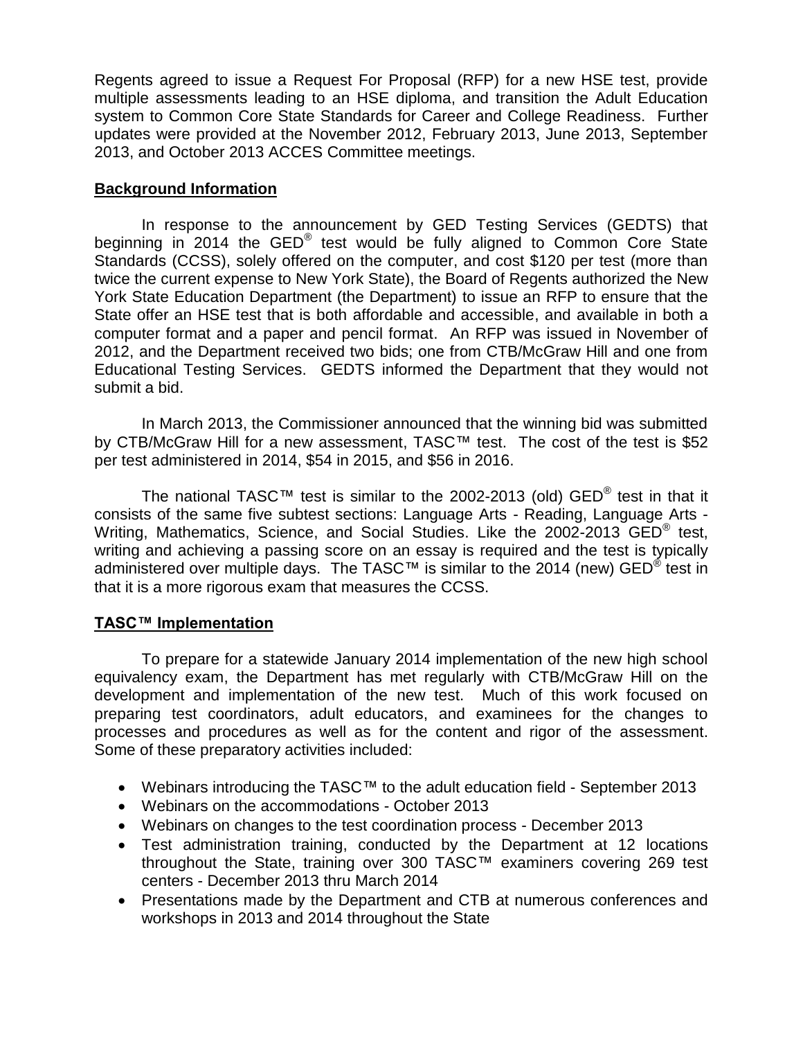Regents agreed to issue a Request For Proposal (RFP) for a new HSE test, provide multiple assessments leading to an HSE diploma, and transition the Adult Education system to Common Core State Standards for Career and College Readiness. Further updates were provided at the November 2012, February 2013, June 2013, September 2013, and October 2013 ACCES Committee meetings.

## Background Information

In response to the announcement by GED Testing Services (GEDTS) that beginning in 2014 the GED® test would be fully aligned to Common Core State Standards (CCSS), solely offered on the computer, and cost $120 per test (more than twice the current expense to New York State), the Board of Regents authorized the New York State Education Department (the Department) to issue an RFP to ensure that the State offer an HSE test that is both affordable and accessible, and available in both a computer format and a paper and pencil format. An RFP was issued in November of 2012, and the Department received two bids; one from CTB/McGraw Hill and one from Educational Testing Services. GEDTS informed the Department that they would not submit a bid.

In March 2013, the Commissioner announced that the winning bid was submitted by CTB/McGraw Hill for a new assessment, TASC™ test. The cost of the test is $52 per test administered in 2014, $54 in 2015, and $56 in 2016.

The national TASC™ test is similar to the 2002-2013 (old) GED® test in that it consists of the same five subtest sections: Language Arts - Reading, Language Arts - Writing, Mathematics, Science, and Social Studies. Like the 2002-2013 GED® test, writing and achieving a passing score on an essay is required and the test is typically administered over multiple days. The TASC™ is similar to the 2014 (new) GED® test in that it is a more rigorous exam that measures the CCSS.

## TASC™ Implementation

To prepare for a statewide January 2014 implementation of the new high school equivalency exam, the Department has met regularly with CTB/McGraw Hill on the development and implementation of the new test. Much of this work focused on preparing test coordinators, adult educators, and examinees for the changes to processes and procedures as well as for the content and rigor of the assessment. Some of these preparatory activities included:

- Webinars introducing the TASC™ to the adult education field - September 2013
- Webinars on the accommodations - October 2013
- Webinars on changes to the test coordination process - December 2013
- Test administration training, conducted by the Department at 12 locations throughout the State, training over 300 TASC™ examiners covering 269 test centers - December 2013 thru March 2014
- Presentations made by the Department and CTB at numerous conferences and workshops in 2013 and 2014 throughout the State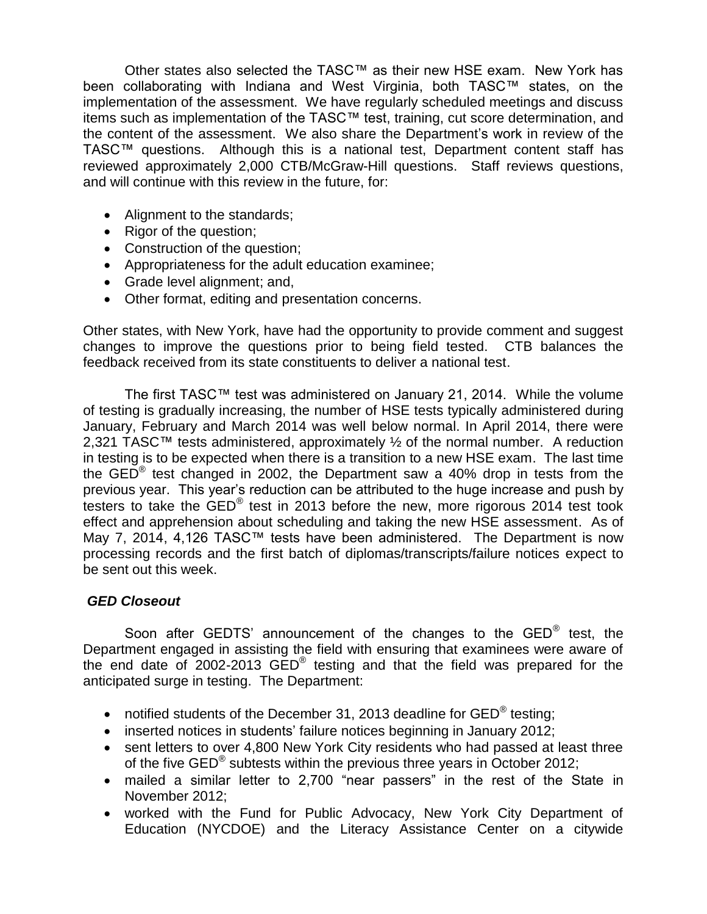Other states also selected the TASC™ as their new HSE exam. New York has been collaborating with Indiana and West Virginia, both TASC™ states, on the implementation of the assessment. We have regularly scheduled meetings and discuss items such as implementation of the TASC™ test, training, cut score determination, and the content of the assessment. We also share the Department's work in review of the TASC™ questions. Although this is a national test, Department content staff has reviewed approximately 2,000 CTB/McGraw-Hill questions. Staff reviews questions, and will continue with this review in the future, for:

- Alignment to the standards;
- Rigor of the question;
- Construction of the question;
- Appropriateness for the adult education examinee;
- Grade level alignment; and,
- Other format, editing and presentation concerns.

Other states, with New York, have had the opportunity to provide comment and suggest changes to improve the questions prior to being field tested. CTB balances the feedback received from its state constituents to deliver a national test.

The first TASC™ test was administered on January 21, 2014. While the volume of testing is gradually increasing, the number of HSE tests typically administered during January, February and March 2014 was well below normal. In April 2014, there were 2,321 TASC™ tests administered, approximately ½ of the normal number. A reduction in testing is to be expected when there is a transition to a new HSE exam. The last time the GED® test changed in 2002, the Department saw a 40% drop in tests from the previous year. This year's reduction can be attributed to the huge increase and push by testers to take the GED® test in 2013 before the new, more rigorous 2014 test took effect and apprehension about scheduling and taking the new HSE assessment. As of May 7, 2014, 4,126 TASC™ tests have been administered. The Department is now processing records and the first batch of diplomas/transcripts/failure notices expect to be sent out this week.

***GED Closeout***

Soon after GEDTS' announcement of the changes to the GED® test, the Department engaged in assisting the field with ensuring that examinees were aware of the end date of 2002-2013 GED® testing and that the field was prepared for the anticipated surge in testing. The Department:

- notified students of the December 31, 2013 deadline for GED® testing;
- inserted notices in students' failure notices beginning in January 2012;
- sent letters to over 4,800 New York City residents who had passed at least three of the five GED® subtests within the previous three years in October 2012;
- mailed a similar letter to 2,700 "near passers" in the rest of the State in November 2012;
- worked with the Fund for Public Advocacy, New York City Department of Education (NYCDOE) and the Literacy Assistance Center on a citywide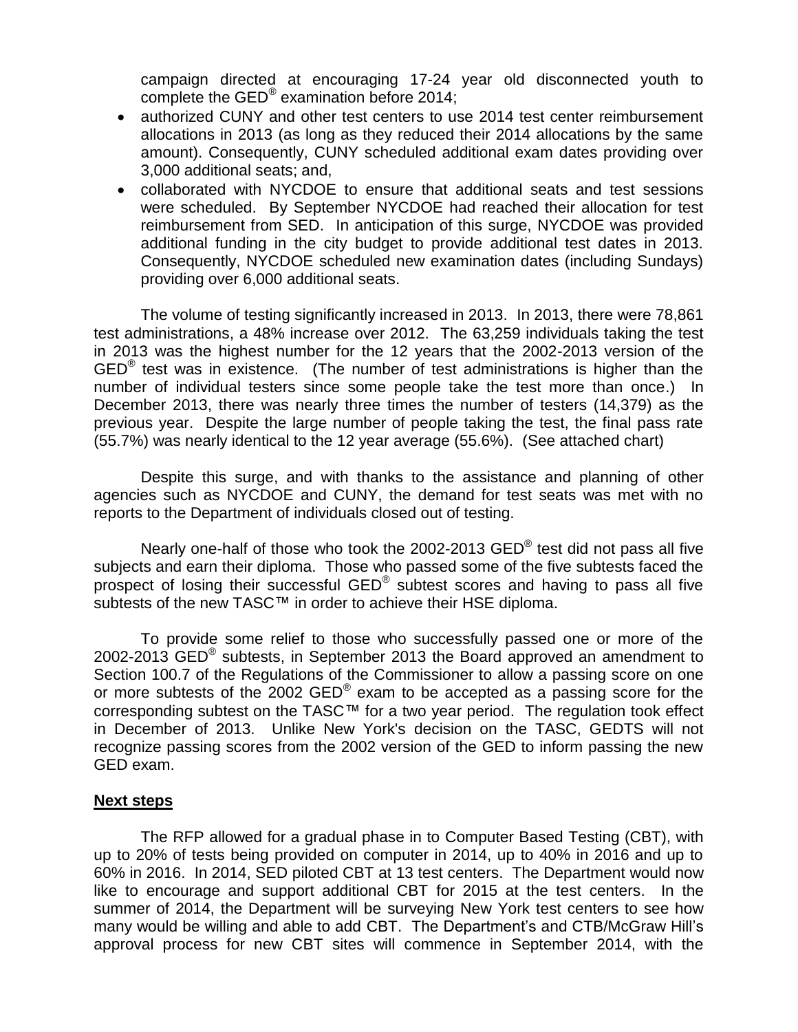campaign directed at encouraging 17-24 year old disconnected youth to complete the GED® examination before 2014;

- authorized CUNY and other test centers to use 2014 test center reimbursement allocations in 2013 (as long as they reduced their 2014 allocations by the same amount). Consequently, CUNY scheduled additional exam dates providing over 3,000 additional seats; and,
- collaborated with NYCDOE to ensure that additional seats and test sessions were scheduled. By September NYCDOE had reached their allocation for test reimbursement from SED. In anticipation of this surge, NYCDOE was provided additional funding in the city budget to provide additional test dates in 2013. Consequently, NYCDOE scheduled new examination dates (including Sundays) providing over 6,000 additional seats.

The volume of testing significantly increased in 2013. In 2013, there were 78,861 test administrations, a 48% increase over 2012. The 63,259 individuals taking the test in 2013 was the highest number for the 12 years that the 2002-2013 version of the GED® test was in existence. (The number of test administrations is higher than the number of individual testers since some people take the test more than once.) In December 2013, there was nearly three times the number of testers (14,379) as the previous year. Despite the large number of people taking the test, the final pass rate (55.7%) was nearly identical to the 12 year average (55.6%). (See attached chart)

Despite this surge, and with thanks to the assistance and planning of other agencies such as NYCDOE and CUNY, the demand for test seats was met with no reports to the Department of individuals closed out of testing.

Nearly one-half of those who took the 2002-2013 GED® test did not pass all five subjects and earn their diploma. Those who passed some of the five subtests faced the prospect of losing their successful GED® subtest scores and having to pass all five subtests of the new TASC™ in order to achieve their HSE diploma.

To provide some relief to those who successfully passed one or more of the 2002-2013 GED® subtests, in September 2013 the Board approved an amendment to Section 100.7 of the Regulations of the Commissioner to allow a passing score on one or more subtests of the 2002 GED® exam to be accepted as a passing score for the corresponding subtest on the TASC™ for a two year period. The regulation took effect in December of 2013. Unlike New York's decision on the TASC, GEDTS will not recognize passing scores from the 2002 version of the GED to inform passing the new GED exam.

**Next steps**

The RFP allowed for a gradual phase in to Computer Based Testing (CBT), with up to 20% of tests being provided on computer in 2014, up to 40% in 2016 and up to 60% in 2016. In 2014, SED piloted CBT at 13 test centers. The Department would now like to encourage and support additional CBT for 2015 at the test centers. In the summer of 2014, the Department will be surveying New York test centers to see how many would be willing and able to add CBT. The Department's and CTB/McGraw Hill's approval process for new CBT sites will commence in September 2014, with the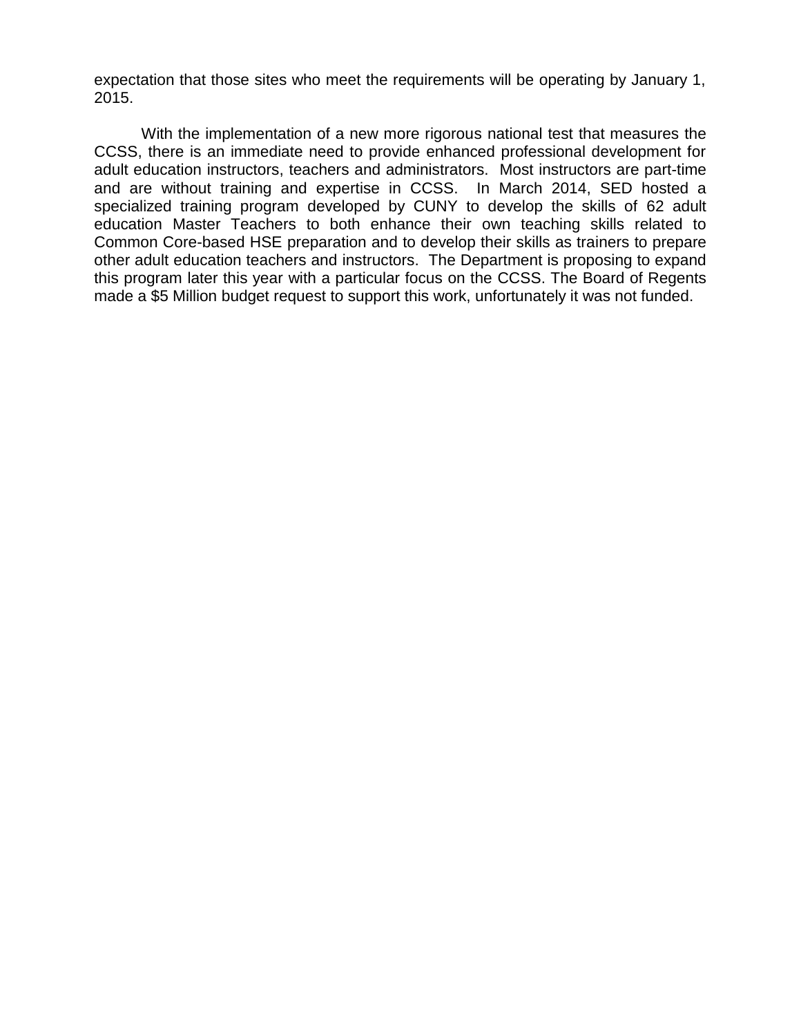expectation that those sites who meet the requirements will be operating by January 1, 2015.

With the implementation of a new more rigorous national test that measures the CCSS, there is an immediate need to provide enhanced professional development for adult education instructors, teachers and administrators. Most instructors are part-time and are without training and expertise in CCSS. In March 2014, SED hosted a specialized training program developed by CUNY to develop the skills of 62 adult education Master Teachers to both enhance their own teaching skills related to Common Core-based HSE preparation and to develop their skills as trainers to prepare other adult education teachers and instructors. The Department is proposing to expand this program later this year with a particular focus on the CCSS. The Board of Regents made a $5 Million budget request to support this work, unfortunately it was not funded.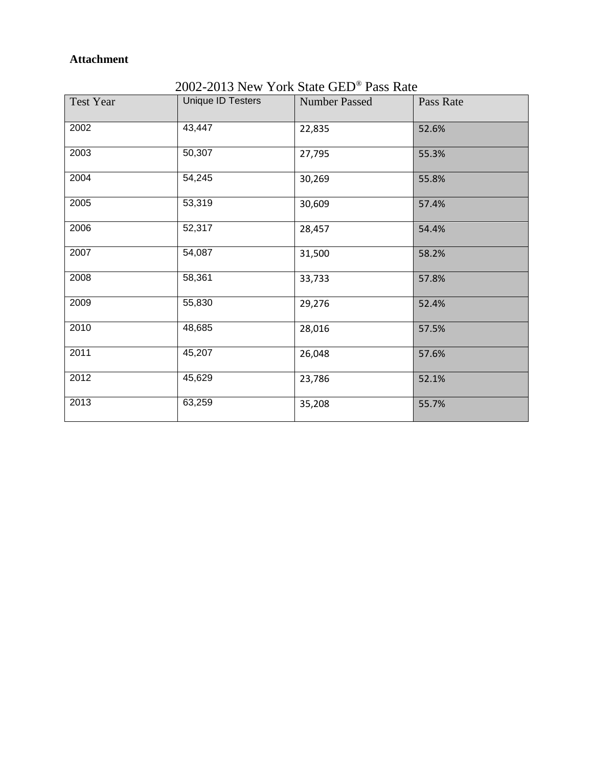**Attachment**

2002-2013 New York State GED® Pass Rate

| Test Year | Unique ID Testers | Number Passed | Pass Rate |
|---|---|---|---|
| 2002 | 43,447 | 22,835 | 52.6% |
| 2003 | 50,307 | 27,795 | 55.3% |
| 2004 | 54,245 | 30,269 | 55.8% |
| 2005 | 53,319 | 30,609 | 57.4% |
| 2006 | 52,317 | 28,457 | 54.4% |
| 2007 | 54,087 | 31,500 | 58.2% |
| 2008 | 58,361 | 33,733 | 57.8% |
| 2009 | 55,830 | 29,276 | 52.4% |
| 2010 | 48,685 | 28,016 | 57.5% |
| 2011 | 45,207 | 26,048 | 57.6% |
| 2012 | 45,629 | 23,786 | 52.1% |
| 2013 | 63,259 | 35,208 | 55.7% |